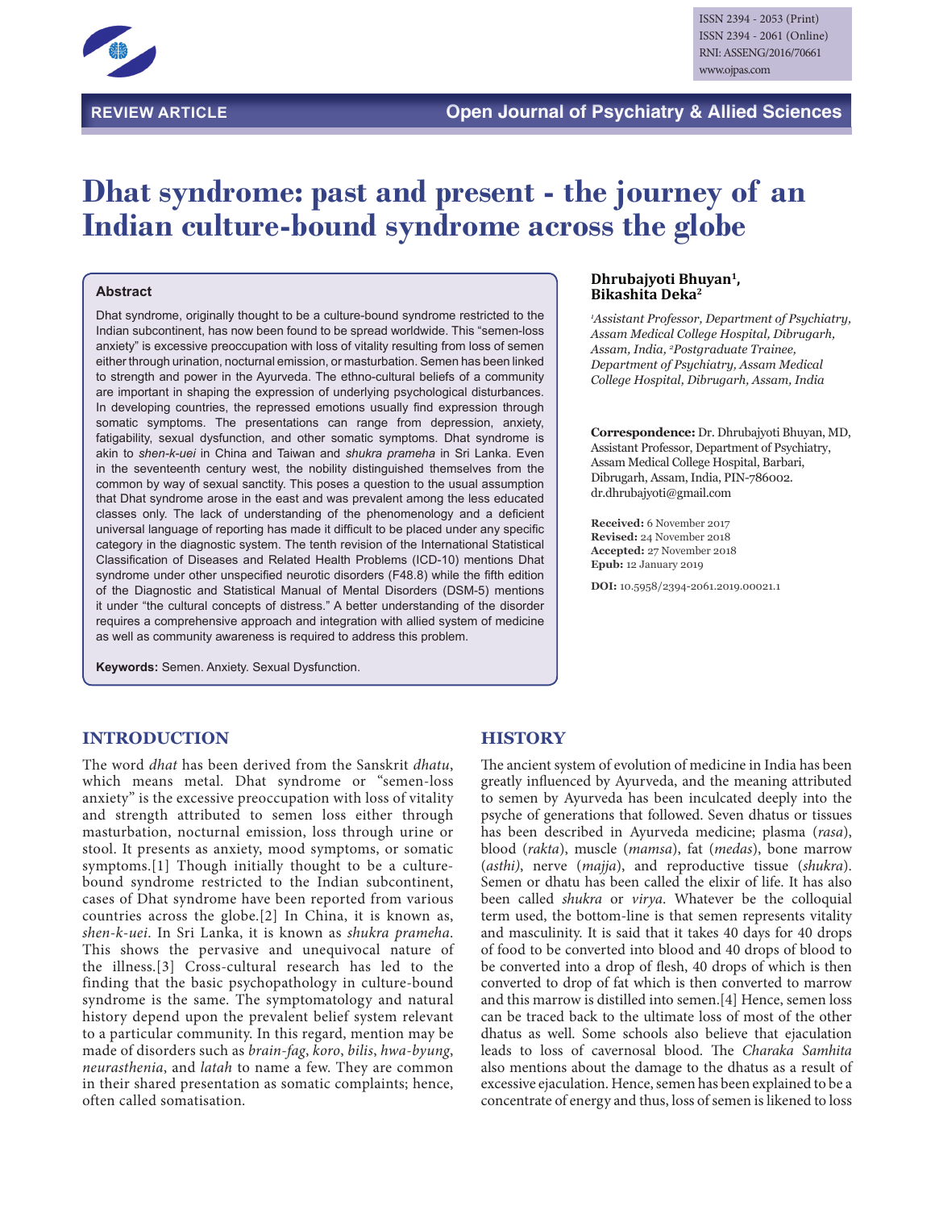REVIEW ARTICLE

# Dhat syndrome: past and present - the journey of an Indian culture-bound syndrome across the globe

**Dhrubajyoti Bhuyan[1], Bikashita Deka[2]**

*[1]Assistant Professor, Department of Psychiatry, Assam Medical College Hospital, Dibrugarh, Assam, India, [2]Postgraduate Trainee, Department of Psychiatry, Assam Medical College Hospital, Dibrugarh, Assam, India*

**Correspondence:** Dr. Dhrubajyoti Bhuyan, MD, Assistant Professor, Department of Psychiatry, Assam Medical College Hospital, Barbari, Dibrugarh, Assam, India, PIN-786002. dr.dhrubajyoti@gmail.com

**Received:** 6 November 2017
**Revised:** 24 November 2018
**Accepted:** 27 November 2018
**Epub:** 12 January 2019

**DOI:** 10.5958/2394-2061.2019.00021.1

## Abstract

Dhat syndrome, originally thought to be a culture-bound syndrome restricted to the Indian subcontinent, has now been found to be spread worldwide. This "semen-loss anxiety" is excessive preoccupation with loss of vitality resulting from loss of semen either through urination, nocturnal emission, or masturbation. Semen has been linked to strength and power in the Ayurveda. The ethno-cultural beliefs of a community are important in shaping the expression of underlying psychological disturbances. In developing countries, the repressed emotions usually find expression through somatic symptoms. The presentations can range from depression, anxiety, fatigability, sexual dysfunction, and other somatic symptoms. Dhat syndrome is akin to *shen-k-uei* in China and Taiwan and *shukra prameha* in Sri Lanka. Even in the seventeenth century west, the nobility distinguished themselves from the common by way of sexual sanctity. This poses a question to the usual assumption that Dhat syndrome arose in the east and was prevalent among the less educated classes only. The lack of understanding of the phenomenology and a deficient universal language of reporting has made it difficult to be placed under any specific category in the diagnostic system. The tenth revision of the International Statistical Classification of Diseases and Related Health Problems (ICD-10) mentions Dhat syndrome under other unspecified neurotic disorders (F48.8) while the fifth edition of the Diagnostic and Statistical Manual of Mental Disorders (DSM-5) mentions it under "the cultural concepts of distress." A better understanding of the disorder requires a comprehensive approach and integration with allied system of medicine as well as community awareness is required to address this problem.

**Keywords:** Semen. Anxiety. Sexual Dysfunction.

## INTRODUCTION

The word *dhat* has been derived from the Sanskrit *dhatu*, which means metal. Dhat syndrome or "semen-loss anxiety" is the excessive preoccupation with loss of vitality and strength attributed to semen loss either through masturbation, nocturnal emission, loss through urine or stool. It presents as anxiety, mood symptoms, or somatic symptoms.[1] Though initially thought to be a culture-bound syndrome restricted to the Indian subcontinent, cases of Dhat syndrome have been reported from various countries across the globe.[2] In China, it is known as, *shen-k-uei*. In Sri Lanka, it is known as *shukra prameha*. This shows the pervasive and unequivocal nature of the illness.[3] Cross-cultural research has led to the finding that the basic psychopathology in culture-bound syndrome is the same. The symptomatology and natural history depend upon the prevalent belief system relevant to a particular community. In this regard, mention may be made of disorders such as *brain-fag*, *koro*, *bilis*, *hwa-byung*, *neurasthenia*, and *latah* to name a few. They are common in their shared presentation as somatic complaints; hence, often called somatisation.

## HISTORY

The ancient system of evolution of medicine in India has been greatly influenced by Ayurveda, and the meaning attributed to semen by Ayurveda has been inculcated deeply into the psyche of generations that followed. Seven dhatus or tissues has been described in Ayurveda medicine; plasma (*rasa*), blood (*rakta*), muscle (*mamsa*), fat (*medas*), bone marrow (*asthi)*, nerve (*majja*), and reproductive tissue (*shukra*). Semen or dhatu has been called the elixir of life. It has also been called *shukra* or *virya*. Whatever be the colloquial term used, the bottom-line is that semen represents vitality and masculinity. It is said that it takes 40 days for 40 drops of food to be converted into blood and 40 drops of blood to be converted into a drop of flesh, 40 drops of which is then converted to drop of fat which is then converted to marrow and this marrow is distilled into semen.[4] Hence, semen loss can be traced back to the ultimate loss of most of the other dhatus as well. Some schools also believe that ejaculation leads to loss of cavernosal blood. The *Charaka Samhita* also mentions about the damage to the dhatus as a result of excessive ejaculation. Hence, semen has been explained to be a concentrate of energy and thus, loss of semen is likened to loss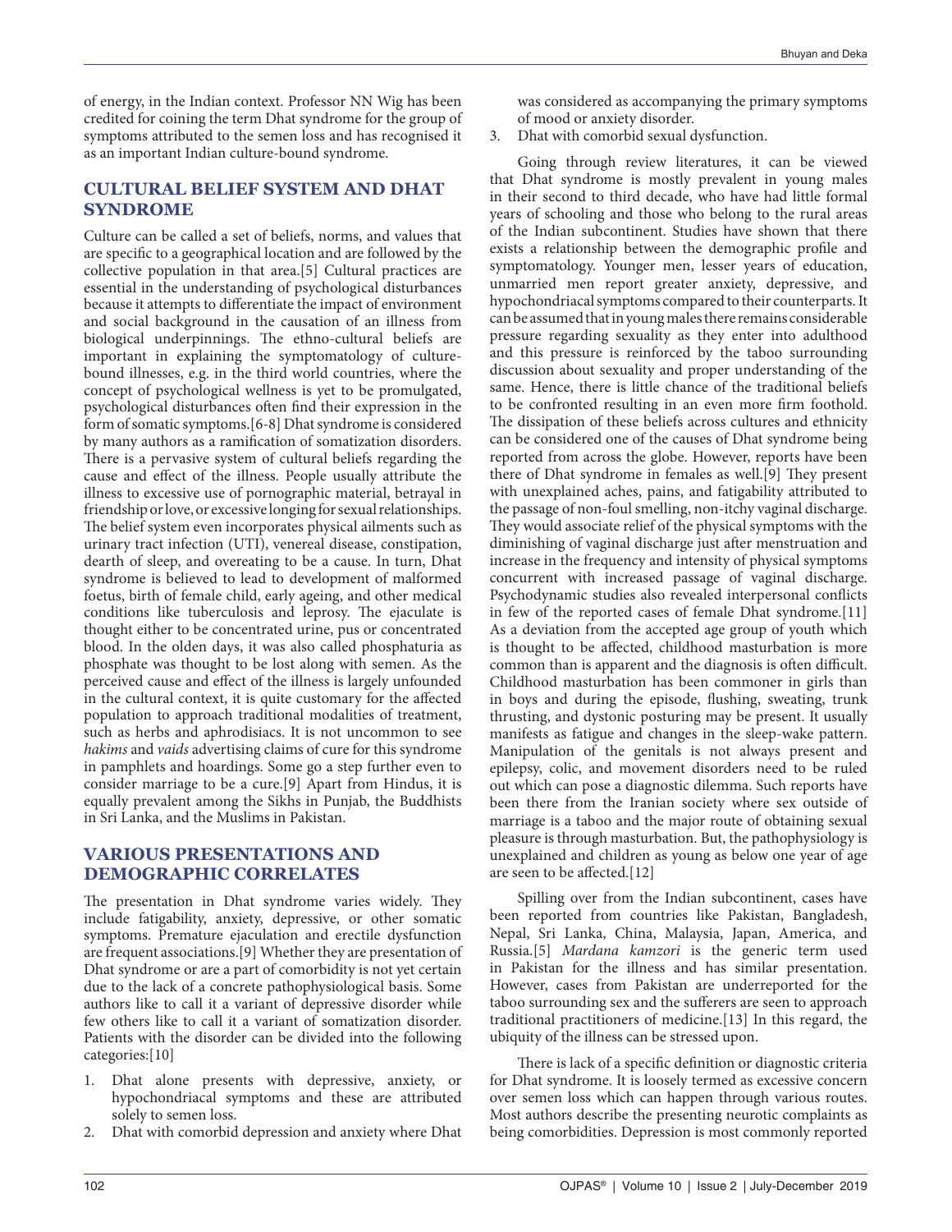of energy, in the Indian context. Professor NN Wig has been credited for coining the term Dhat syndrome for the group of symptoms attributed to the semen loss and has recognised it as an important Indian culture-bound syndrome.

## CULTURAL BELIEF SYSTEM AND DHAT SYNDROME

Culture can be called a set of beliefs, norms, and values that are specific to a geographical location and are followed by the collective population in that area.[5] Cultural practices are essential in the understanding of psychological disturbances because it attempts to differentiate the impact of environment and social background in the causation of an illness from biological underpinnings. The ethno-cultural beliefs are important in explaining the symptomatology of culture-bound illnesses, e.g. in the third world countries, where the concept of psychological wellness is yet to be promulgated, psychological disturbances often find their expression in the form of somatic symptoms.[6-8] Dhat syndrome is considered by many authors as a ramification of somatization disorders. There is a pervasive system of cultural beliefs regarding the cause and effect of the illness. People usually attribute the illness to excessive use of pornographic material, betrayal in friendship or love, or excessive longing for sexual relationships. The belief system even incorporates physical ailments such as urinary tract infection (UTI), venereal disease, constipation, dearth of sleep, and overeating to be a cause. In turn, Dhat syndrome is believed to lead to development of malformed foetus, birth of female child, early ageing, and other medical conditions like tuberculosis and leprosy. The ejaculate is thought either to be concentrated urine, pus or concentrated blood. In the olden days, it was also called phosphaturia as phosphate was thought to be lost along with semen. As the perceived cause and effect of the illness is largely unfounded in the cultural context, it is quite customary for the affected population to approach traditional modalities of treatment, such as herbs and aphrodisiacs. It is not uncommon to see *hakims* and *vaids* advertising claims of cure for this syndrome in pamphlets and hoardings. Some go a step further even to consider marriage to be a cure.[9] Apart from Hindus, it is equally prevalent among the Sikhs in Punjab, the Buddhists in Sri Lanka, and the Muslims in Pakistan.

## VARIOUS PRESENTATIONS AND DEMOGRAPHIC CORRELATES

The presentation in Dhat syndrome varies widely. They include fatigability, anxiety, depressive, or other somatic symptoms. Premature ejaculation and erectile dysfunction are frequent associations.[9] Whether they are presentation of Dhat syndrome or are a part of comorbidity is not yet certain due to the lack of a concrete pathophysiological basis. Some authors like to call it a variant of depressive disorder while few others like to call it a variant of somatization disorder. Patients with the disorder can be divided into the following categories:[10]

1. Dhat alone presents with depressive, anxiety, or hypochondriacal symptoms and these are attributed solely to semen loss.
2. Dhat with comorbid depression and anxiety where Dhat was considered as accompanying the primary symptoms of mood or anxiety disorder.
3. Dhat with comorbid sexual dysfunction.

Going through review literatures, it can be viewed that Dhat syndrome is mostly prevalent in young males in their second to third decade, who have had little formal years of schooling and those who belong to the rural areas of the Indian subcontinent. Studies have shown that there exists a relationship between the demographic profile and symptomatology. Younger men, lesser years of education, unmarried men report greater anxiety, depressive, and hypochondriacal symptoms compared to their counterparts. It can be assumed that in young males there remains considerable pressure regarding sexuality as they enter into adulthood and this pressure is reinforced by the taboo surrounding discussion about sexuality and proper understanding of the same. Hence, there is little chance of the traditional beliefs to be confronted resulting in an even more firm foothold. The dissipation of these beliefs across cultures and ethnicity can be considered one of the causes of Dhat syndrome being reported from across the globe. However, reports have been there of Dhat syndrome in females as well.[9] They present with unexplained aches, pains, and fatigability attributed to the passage of non-foul smelling, non-itchy vaginal discharge. They would associate relief of the physical symptoms with the diminishing of vaginal discharge just after menstruation and increase in the frequency and intensity of physical symptoms concurrent with increased passage of vaginal discharge. Psychodynamic studies also revealed interpersonal conflicts in few of the reported cases of female Dhat syndrome.[11] As a deviation from the accepted age group of youth which is thought to be affected, childhood masturbation is more common than is apparent and the diagnosis is often difficult. Childhood masturbation has been commoner in girls than in boys and during the episode, flushing, sweating, trunk thrusting, and dystonic posturing may be present. It usually manifests as fatigue and changes in the sleep-wake pattern. Manipulation of the genitals is not always present and epilepsy, colic, and movement disorders need to be ruled out which can pose a diagnostic dilemma. Such reports have been there from the Iranian society where sex outside of marriage is a taboo and the major route of obtaining sexual pleasure is through masturbation. But, the pathophysiology is unexplained and children as young as below one year of age are seen to be affected.[12]

Spilling over from the Indian subcontinent, cases have been reported from countries like Pakistan, Bangladesh, Nepal, Sri Lanka, China, Malaysia, Japan, America, and Russia.[5] *Mardana kamzori* is the generic term used in Pakistan for the illness and has similar presentation. However, cases from Pakistan are underreported for the taboo surrounding sex and the sufferers are seen to approach traditional practitioners of medicine.[13] In this regard, the ubiquity of the illness can be stressed upon.

There is lack of a specific definition or diagnostic criteria for Dhat syndrome. It is loosely termed as excessive concern over semen loss which can happen through various routes. Most authors describe the presenting neurotic complaints as being comorbidities. Depression is most commonly reported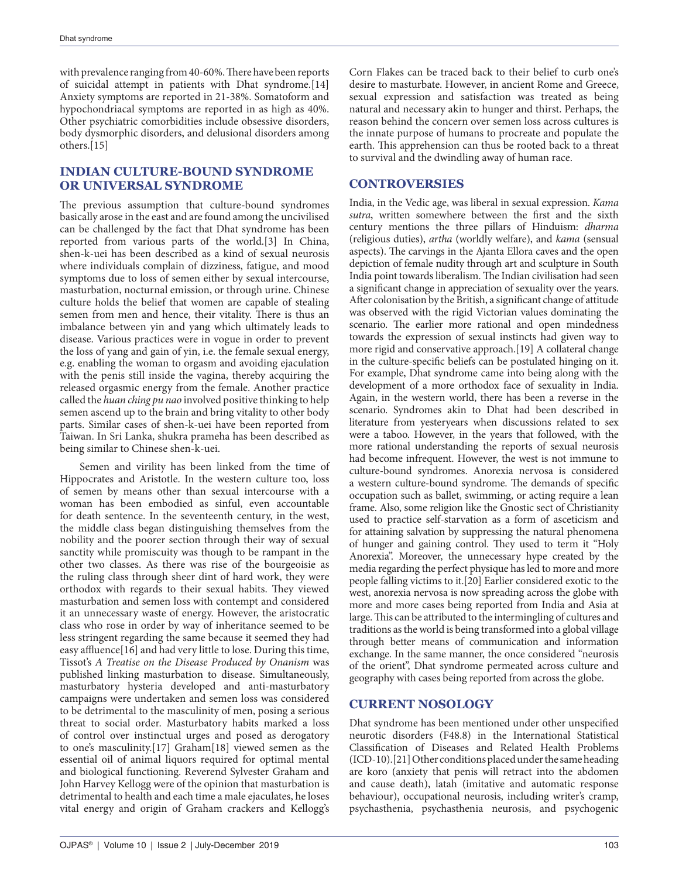with prevalence ranging from 40-60%. There have been reports of suicidal attempt in patients with Dhat syndrome.[14] Anxiety symptoms are reported in 21-38%. Somatoform and hypochondriacal symptoms are reported in as high as 40%. Other psychiatric comorbidities include obsessive disorders, body dysmorphic disorders, and delusional disorders among others.[15]

## INDIAN CULTURE-BOUND SYNDROME OR UNIVERSAL SYNDROME

The previous assumption that culture-bound syndromes basically arose in the east and are found among the uncivilised can be challenged by the fact that Dhat syndrome has been reported from various parts of the world.[3] In China, shen-k-uei has been described as a kind of sexual neurosis where individuals complain of dizziness, fatigue, and mood symptoms due to loss of semen either by sexual intercourse, masturbation, nocturnal emission, or through urine. Chinese culture holds the belief that women are capable of stealing semen from men and hence, their vitality. There is thus an imbalance between yin and yang which ultimately leads to disease. Various practices were in vogue in order to prevent the loss of yang and gain of yin, i.e. the female sexual energy, e.g. enabling the woman to orgasm and avoiding ejaculation with the penis still inside the vagina, thereby acquiring the released orgasmic energy from the female. Another practice called the *huan ching pu nao* involved positive thinking to help semen ascend up to the brain and bring vitality to other body parts. Similar cases of shen-k-uei have been reported from Taiwan. In Sri Lanka, shukra prameha has been described as being similar to Chinese shen-k-uei.

Semen and virility has been linked from the time of Hippocrates and Aristotle. In the western culture too, loss of semen by means other than sexual intercourse with a woman has been embodied as sinful, even accountable for death sentence. In the seventeenth century, in the west, the middle class began distinguishing themselves from the nobility and the poorer section through their way of sexual sanctity while promiscuity was though to be rampant in the other two classes. As there was rise of the bourgeoisie as the ruling class through sheer dint of hard work, they were orthodox with regards to their sexual habits. They viewed masturbation and semen loss with contempt and considered it an unnecessary waste of energy. However, the aristocratic class who rose in order by way of inheritance seemed to be less stringent regarding the same because it seemed they had easy affluence[16] and had very little to lose. During this time, Tissot's *A Treatise on the Disease Produced by Onanism* was published linking masturbation to disease. Simultaneously, masturbatory hysteria developed and anti-masturbatory campaigns were undertaken and semen loss was considered to be detrimental to the masculinity of men, posing a serious threat to social order. Masturbatory habits marked a loss of control over instinctual urges and posed as derogatory to one's masculinity.[17] Graham[18] viewed semen as the essential oil of animal liquors required for optimal mental and biological functioning. Reverend Sylvester Graham and John Harvey Kellogg were of the opinion that masturbation is detrimental to health and each time a male ejaculates, he loses vital energy and origin of Graham crackers and Kellogg's Corn Flakes can be traced back to their belief to curb one's desire to masturbate. However, in ancient Rome and Greece, sexual expression and satisfaction was treated as being natural and necessary akin to hunger and thirst. Perhaps, the reason behind the concern over semen loss across cultures is the innate purpose of humans to procreate and populate the earth. This apprehension can thus be rooted back to a threat to survival and the dwindling away of human race.

## CONTROVERSIES

India, in the Vedic age, was liberal in sexual expression. *Kama sutra*, written somewhere between the first and the sixth century mentions the three pillars of Hinduism: *dharma* (religious duties), *artha* (worldly welfare), and *kama* (sensual aspects). The carvings in the Ajanta Ellora caves and the open depiction of female nudity through art and sculpture in South India point towards liberalism. The Indian civilisation had seen a significant change in appreciation of sexuality over the years. After colonisation by the British, a significant change of attitude was observed with the rigid Victorian values dominating the scenario. The earlier more rational and open mindedness towards the expression of sexual instincts had given way to more rigid and conservative approach.[19] A collateral change in the culture-specific beliefs can be postulated hinging on it. For example, Dhat syndrome came into being along with the development of a more orthodox face of sexuality in India. Again, in the western world, there has been a reverse in the scenario. Syndromes akin to Dhat had been described in literature from yesteryears when discussions related to sex were a taboo. However, in the years that followed, with the more rational understanding the reports of sexual neurosis had become infrequent. However, the west is not immune to culture-bound syndromes. Anorexia nervosa is considered a western culture-bound syndrome. The demands of specific occupation such as ballet, swimming, or acting require a lean frame. Also, some religion like the Gnostic sect of Christianity used to practice self-starvation as a form of asceticism and for attaining salvation by suppressing the natural phenomena of hunger and gaining control. They used to term it "Holy Anorexia". Moreover, the unnecessary hype created by the media regarding the perfect physique has led to more and more people falling victims to it.[20] Earlier considered exotic to the west, anorexia nervosa is now spreading across the globe with more and more cases being reported from India and Asia at large. This can be attributed to the intermingling of cultures and traditions as the world is being transformed into a global village through better means of communication and information exchange. In the same manner, the once considered "neurosis of the orient", Dhat syndrome permeated across culture and geography with cases being reported from across the globe.

## CURRENT NOSOLOGY

Dhat syndrome has been mentioned under other unspecified neurotic disorders (F48.8) in the International Statistical Classification of Diseases and Related Health Problems (ICD-10).[21] Other conditions placed under the same heading are koro (anxiety that penis will retract into the abdomen and cause death), latah (imitative and automatic response behaviour), occupational neurosis, including writer's cramp, psychasthenia, psychasthenia neurosis, and psychogenic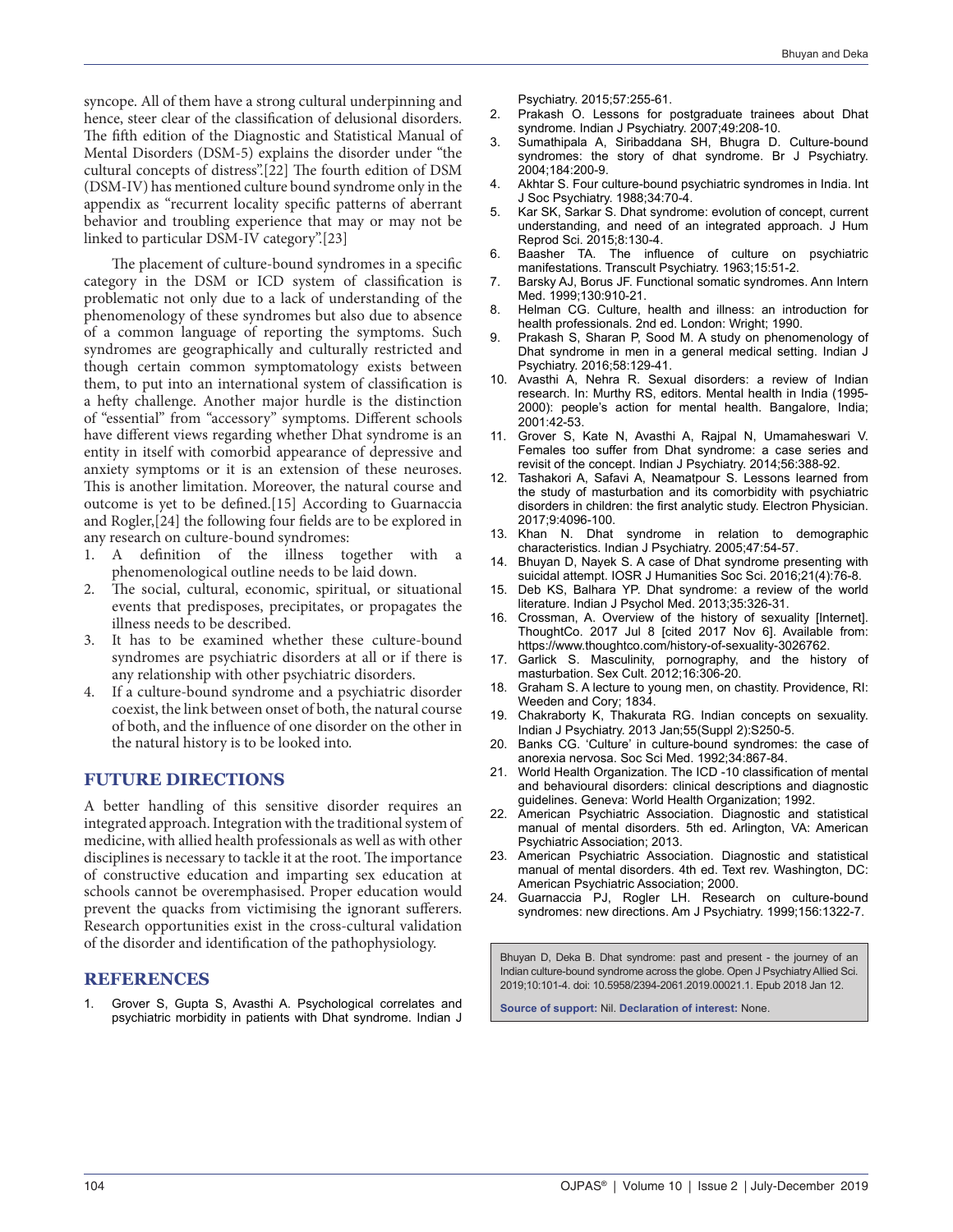syncope. All of them have a strong cultural underpinning and hence, steer clear of the classification of delusional disorders. The fifth edition of the Diagnostic and Statistical Manual of Mental Disorders (DSM-5) explains the disorder under "the cultural concepts of distress".[22] The fourth edition of DSM (DSM-IV) has mentioned culture bound syndrome only in the appendix as "recurrent locality specific patterns of aberrant behavior and troubling experience that may or may not be linked to particular DSM-IV category".[23]

The placement of culture-bound syndromes in a specific category in the DSM or ICD system of classification is problematic not only due to a lack of understanding of the phenomenology of these syndromes but also due to absence of a common language of reporting the symptoms. Such syndromes are geographically and culturally restricted and though certain common symptomatology exists between them, to put into an international system of classification is a hefty challenge. Another major hurdle is the distinction of "essential" from "accessory" symptoms. Different schools have different views regarding whether Dhat syndrome is an entity in itself with comorbid appearance of depressive and anxiety symptoms or it is an extension of these neuroses. This is another limitation. Moreover, the natural course and outcome is yet to be defined.[15] According to Guarnaccia and Rogler,[24] the following four fields are to be explored in any research on culture-bound syndromes:

1. A definition of the illness together with a phenomenological outline needs to be laid down.
2. The social, cultural, economic, spiritual, or situational events that predisposes, precipitates, or propagates the illness needs to be described.
3. It has to be examined whether these culture-bound syndromes are psychiatric disorders at all or if there is any relationship with other psychiatric disorders.
4. If a culture-bound syndrome and a psychiatric disorder coexist, the link between onset of both, the natural course of both, and the influence of one disorder on the other in the natural history is to be looked into.

## FUTURE DIRECTIONS

A better handling of this sensitive disorder requires an integrated approach. Integration with the traditional system of medicine, with allied health professionals as well as with other disciplines is necessary to tackle it at the root. The importance of constructive education and imparting sex education at schools cannot be overemphasised. Proper education would prevent the quacks from victimising the ignorant sufferers. Research opportunities exist in the cross-cultural validation of the disorder and identification of the pathophysiology.

## REFERENCES

1. Grover S, Gupta S, Avasthi A. Psychological correlates and psychiatric morbidity in patients with Dhat syndrome. Indian J Psychiatry. 2015;57:255-61.
2. Prakash O. Lessons for postgraduate trainees about Dhat syndrome. Indian J Psychiatry. 2007;49:208-10.
3. Sumathipala A, Siribaddana SH, Bhugra D. Culture-bound syndromes: the story of dhat syndrome. Br J Psychiatry. 2004;184:200-9.
4. Akhtar S. Four culture-bound psychiatric syndromes in India. Int J Soc Psychiatry. 1988;34:70-4.
5. Kar SK, Sarkar S. Dhat syndrome: evolution of concept, current understanding, and need of an integrated approach. J Hum Reprod Sci. 2015;8:130-4.
6. Baasher TA. The influence of culture on psychiatric manifestations. Transcult Psychiatry. 1963;15:51-2.
7. Barsky AJ, Borus JF. Functional somatic syndromes. Ann Intern Med. 1999;130:910-21.
8. Helman CG. Culture, health and illness: an introduction for health professionals. 2nd ed. London: Wright; 1990.
9. Prakash S, Sharan P, Sood M. A study on phenomenology of Dhat syndrome in men in a general medical setting. Indian J Psychiatry. 2016;58:129-41.
10. Avasthi A, Nehra R. Sexual disorders: a review of Indian research. In: Murthy RS, editors. Mental health in India (1995-2000): people's action for mental health. Bangalore, India; 2001:42-53.
11. Grover S, Kate N, Avasthi A, Rajpal N, Umamaheswari V. Females too suffer from Dhat syndrome: a case series and revisit of the concept. Indian J Psychiatry. 2014;56:388-92.
12. Tashakori A, Safavi A, Neamatpour S. Lessons learned from the study of masturbation and its comorbidity with psychiatric disorders in children: the first analytic study. Electron Physician. 2017;9:4096-100.
13. Khan N. Dhat syndrome in relation to demographic characteristics. Indian J Psychiatry. 2005;47:54-57.
14. Bhuyan D, Nayek S. A case of Dhat syndrome presenting with suicidal attempt. IOSR J Humanities Soc Sci. 2016;21(4):76-8.
15. Deb KS, Balhara YP. Dhat syndrome: a review of the world literature. Indian J Psychol Med. 2013;35:326-31.
16. Crossman, A. Overview of the history of sexuality [Internet]. ThoughtCo. 2017 Jul 8 [cited 2017 Nov 6]. Available from: https://www.thoughtco.com/history-of-sexuality-3026762.
17. Garlick S. Masculinity, pornography, and the history of masturbation. Sex Cult. 2012;16:306-20.
18. Graham S. A lecture to young men, on chastity. Providence, RI: Weeden and Cory; 1834.
19. Chakraborty K, Thakurata RG. Indian concepts on sexuality. Indian J Psychiatry. 2013 Jan;55(Suppl 2):S250-5.
20. Banks CG. 'Culture' in culture-bound syndromes: the case of anorexia nervosa. Soc Sci Med. 1992;34:867-84.
21. World Health Organization. The ICD -10 classification of mental and behavioural disorders: clinical descriptions and diagnostic guidelines. Geneva: World Health Organization; 1992.
22. American Psychiatric Association. Diagnostic and statistical manual of mental disorders. 5th ed. Arlington, VA: American Psychiatric Association; 2013.
23. American Psychiatric Association. Diagnostic and statistical manual of mental disorders. 4th ed. Text rev. Washington, DC: American Psychiatric Association; 2000.
24. Guarnaccia PJ, Rogler LH. Research on culture-bound syndromes: new directions. Am J Psychiatry. 1999;156:1322-7.

Bhuyan D, Deka B. Dhat syndrome: past and present - the journey of an Indian culture-bound syndrome across the globe. Open J Psychiatry Allied Sci. 2019;10:101-4. doi: 10.5958/2394-2061.2019.00021.1. Epub 2018 Jan 12.

**Source of support:** Nil. **Declaration of interest:** None.